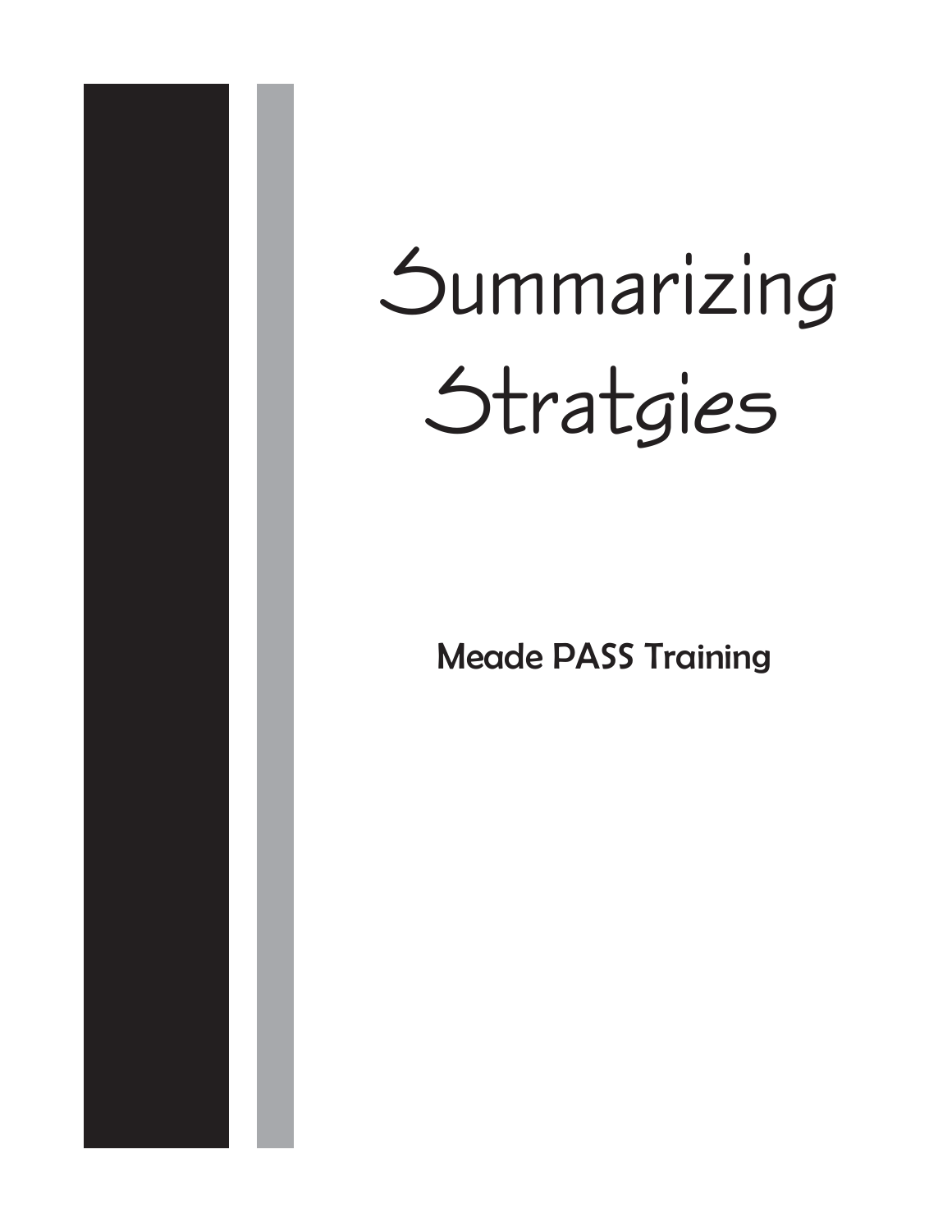# Summarizing Stratgies

## Meade PASS Training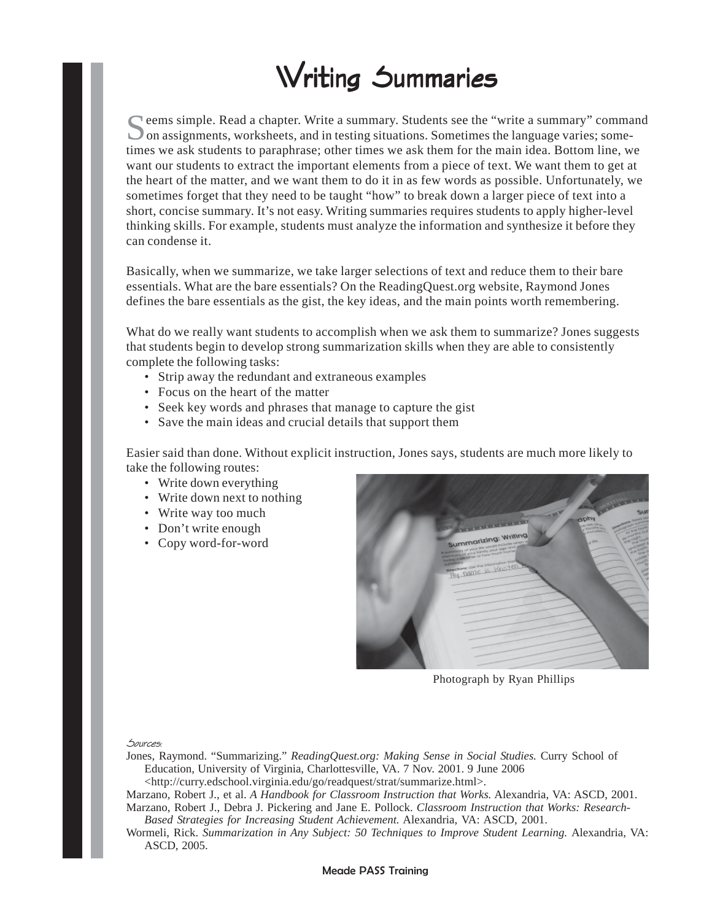# Writing Summaries

Seems simple. Read a chapter. Write a summary. Students see the "write a summary" command on assignments, worksheets, and in testing situations. Sometimes the language varies; sometimes we ask students to paraphrase; other times we ask them for the main idea. Bottom line, we want our students to extract the important elements from a piece of text. We want them to get at the heart of the matter, and we want them to do it in as few words as possible. Unfortunately, we sometimes forget that they need to be taught "how" to break down a larger piece of text into a short, concise summary. It's not easy. Writing summaries requires students to apply higher-level thinking skills. For example, students must analyze the information and synthesize it before they can condense it.

Basically, when we summarize, we take larger selections of text and reduce them to their bare essentials. What are the bare essentials? On the ReadingQuest.org website, Raymond Jones defines the bare essentials as the gist, the key ideas, and the main points worth remembering.

What do we really want students to accomplish when we ask them to summarize? Jones suggests that students begin to develop strong summarization skills when they are able to consistently complete the following tasks:

- Strip away the redundant and extraneous examples
- Focus on the heart of the matter
- Seek key words and phrases that manage to capture the gist
- Save the main ideas and crucial details that support them

Easier said than done. Without explicit instruction, Jones says, students are much more likely to take the following routes:

- Write down everything
- Write down next to nothing
- Write way too much
- Don't write enough
- Copy word-for-word

Photograph by Ryan Phillips

*Sources:*

Jones, Raymond. "Summarizing." *ReadingQuest.org: Making Sense in Social Studies.* Curry School of Education, University of Virginia, Charlottesville, VA. 7 Nov. 2001. 9 June 2006 <http://curry.edschool.virginia.edu/go/readquest/strat/summarize.html>.

Marzano, Robert J., et al. *A Handbook for Classroom Instruction that Works.* Alexandria, VA: ASCD, 2001.

Marzano, Robert J., Debra J. Pickering and Jane E. Pollock. *Classroom Instruction that Works: Research-Based Strategies for Increasing Student Achievement.* Alexandria, VA: ASCD, 2001.

Wormeli, Rick. *Summarization in Any Subject: 50 Techniques to Improve Student Learning.* Alexandria, VA: ASCD, 2005.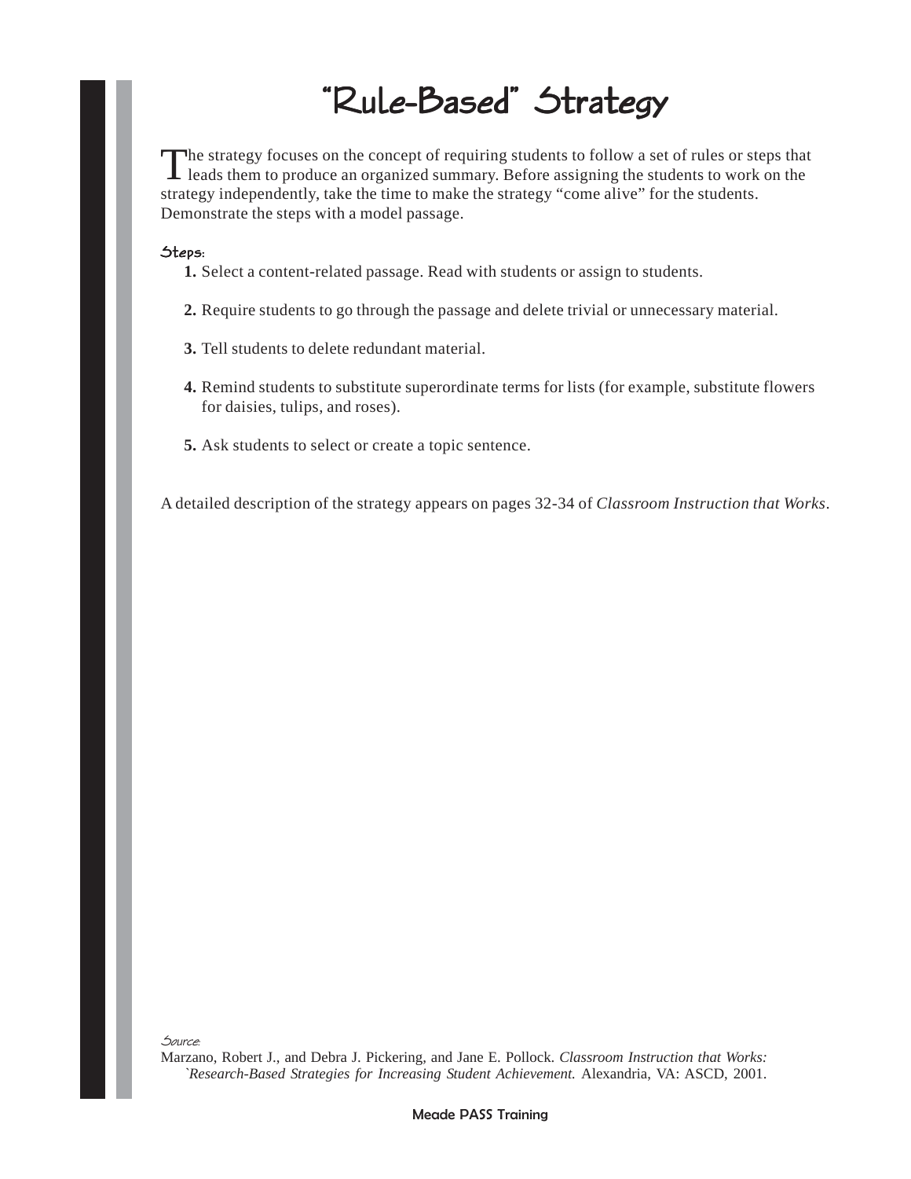# "Rule-Based" Strategy

The strategy focuses on the concept of requiring students to follow a set of rules or steps that leads them to produce an organized summary. Before assigning the students to work on the strategy independently, take the time to make the strategy "come alive" for the students. Demonstrate the steps with a model passage.

**Steps:**

1. Select a content-related passage. Read with students or assign to students.
2. Require students to go through the passage and delete trivial or unnecessary material.
3. Tell students to delete redundant material.
4. Remind students to substitute superordinate terms for lists (for example, substitute flowers for daisies, tulips, and roses).
5. Ask students to select or create a topic sentence.

A detailed description of the strategy appears on pages 32-34 of *Classroom Instruction that Works*.

Source:

Marzano, Robert J., and Debra J. Pickering, and Jane E. Pollock. *Classroom Instruction that Works: `Research-Based Strategies for Increasing Student Achievement.* Alexandria, VA: ASCD, 2001.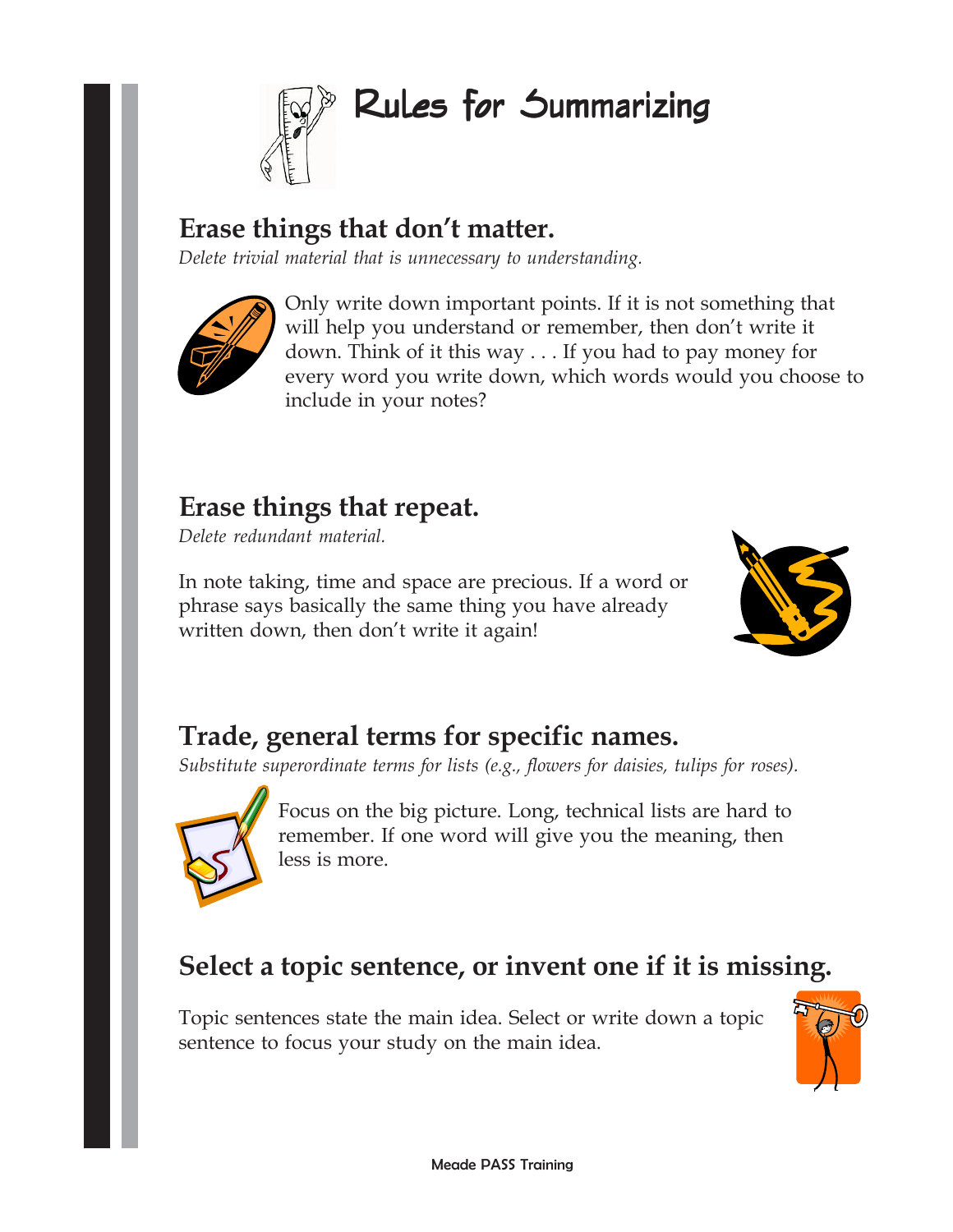# Rules for Summarizing

## Erase things that don't matter.

*Delete trivial material that is unnecessary to understanding.*

Only write down important points. If it is not something that will help you understand or remember, then don't write it down. Think of it this way . . . If you had to pay money for every word you write down, which words would you choose to include in your notes?

## Erase things that repeat.

*Delete redundant material.*

In note taking, time and space are precious. If a word or phrase says basically the same thing you have already written down, then don't write it again!

## Trade, general terms for specific names.

*Substitute superordinate terms for lists (e.g., flowers for daisies, tulips for roses).*

Focus on the big picture. Long, technical lists are hard to remember. If one word will give you the meaning, then less is more.

## Select a topic sentence, or invent one if it is missing.

Topic sentences state the main idea. Select or write down a topic sentence to focus your study on the main idea.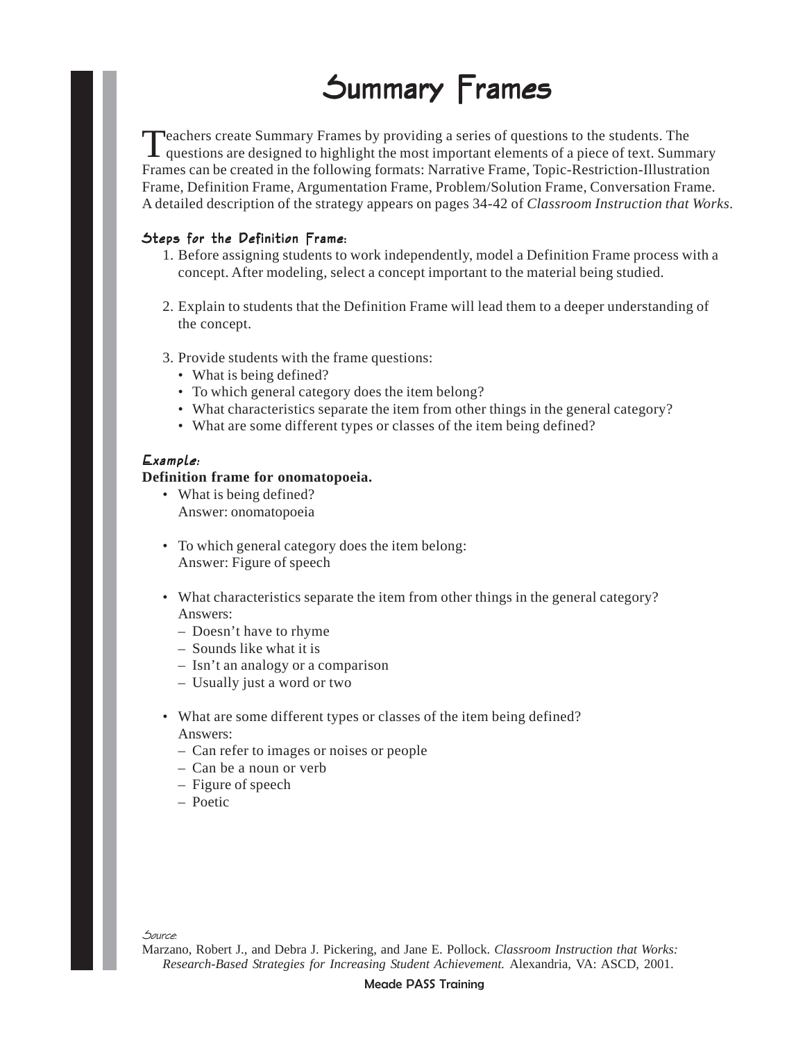# Summary Frames

Teachers create Summary Frames by providing a series of questions to the students. The questions are designed to highlight the most important elements of a piece of text. Summary Frames can be created in the following formats: Narrative Frame, Topic-Restriction-Illustration Frame, Definition Frame, Argumentation Frame, Problem/Solution Frame, Conversation Frame. A detailed description of the strategy appears on pages 34-42 of *Classroom Instruction that Works*.

### Steps for the Definition Frame:

1. Before assigning students to work independently, model a Definition Frame process with a concept. After modeling, select a concept important to the material being studied.

2. Explain to students that the Definition Frame will lead them to a deeper understanding of the concept.

3. Provide students with the frame questions:
   - What is being defined?
   - To which general category does the item belong?
   - What characteristics separate the item from other things in the general category?
   - What are some different types or classes of the item being defined?

### *Example:*

**Definition frame for onomatopoeia.**

- What is being defined?
  Answer: onomatopoeia

- To which general category does the item belong:
  Answer: Figure of speech

- What characteristics separate the item from other things in the general category?
  Answers:
  – Doesn't have to rhyme
  – Sounds like what it is
  – Isn't an analogy or a comparison
  – Usually just a word or two

- What are some different types or classes of the item being defined?
  Answers:
  – Can refer to images or noises or people
  – Can be a noun or verb
  – Figure of speech
  – Poetic

*Source:*
Marzano, Robert J., and Debra J. Pickering, and Jane E. Pollock. *Classroom Instruction that Works: Research-Based Strategies for Increasing Student Achievement.* Alexandria, VA: ASCD, 2001.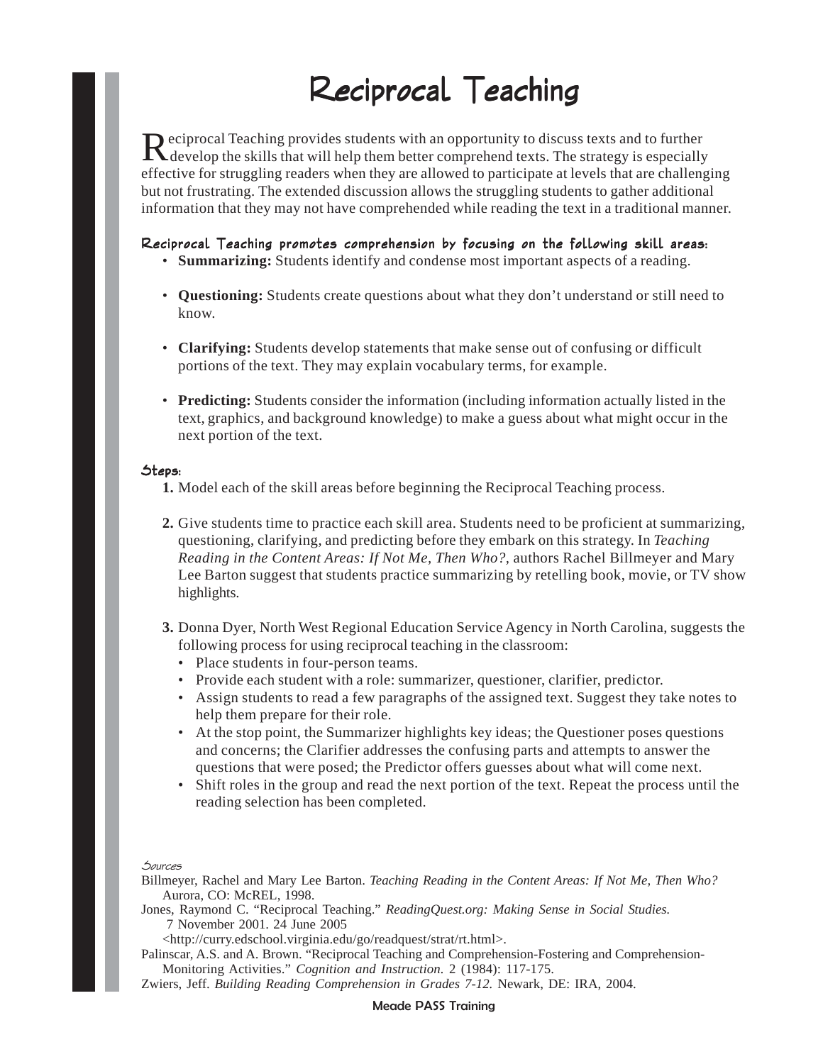# Reciprocal Teaching

Reciprocal Teaching provides students with an opportunity to discuss texts and to further develop the skills that will help them better comprehend texts. The strategy is especially effective for struggling readers when they are allowed to participate at levels that are challenging but not frustrating. The extended discussion allows the struggling students to gather additional information that they may not have comprehended while reading the text in a traditional manner.

**Reciprocal Teaching promotes comprehension by focusing on the following skill areas:**

- **Summarizing:** Students identify and condense most important aspects of a reading.
- **Questioning:** Students create questions about what they don't understand or still need to know.
- **Clarifying:** Students develop statements that make sense out of confusing or difficult portions of the text. They may explain vocabulary terms, for example.
- **Predicting:** Students consider the information (including information actually listed in the text, graphics, and background knowledge) to make a guess about what might occur in the next portion of the text.

**Steps:**

1. Model each of the skill areas before beginning the Reciprocal Teaching process.
2. Give students time to practice each skill area. Students need to be proficient at summarizing, questioning, clarifying, and predicting before they embark on this strategy. In *Teaching Reading in the Content Areas: If Not Me, Then Who?,* authors Rachel Billmeyer and Mary Lee Barton suggest that students practice summarizing by retelling book, movie, or TV show highlights.
3. Donna Dyer, North West Regional Education Service Agency in North Carolina, suggests the following process for using reciprocal teaching in the classroom:
   - Place students in four-person teams.
   - Provide each student with a role: summarizer, questioner, clarifier, predictor.
   - Assign students to read a few paragraphs of the assigned text. Suggest they take notes to help them prepare for their role.
   - At the stop point, the Summarizer highlights key ideas; the Questioner poses questions and concerns; the Clarifier addresses the confusing parts and attempts to answer the questions that were posed; the Predictor offers guesses about what will come next.
   - Shift roles in the group and read the next portion of the text. Repeat the process until the reading selection has been completed.

*Sources*

Billmeyer, Rachel and Mary Lee Barton. *Teaching Reading in the Content Areas: If Not Me, Then Who?* Aurora, CO: McREL, 1998.

Jones, Raymond C. "Reciprocal Teaching." *ReadingQuest.org: Making Sense in Social Studies.* 7 November 2001. 24 June 2005 <http://curry.edschool.virginia.edu/go/readquest/strat/rt.html>.

Palinscar, A.S. and A. Brown. "Reciprocal Teaching and Comprehension-Fostering and Comprehension-Monitoring Activities." *Cognition and Instruction.* 2 (1984): 117-175.

Zwiers, Jeff. *Building Reading Comprehension in Grades 7-12.* Newark, DE: IRA, 2004.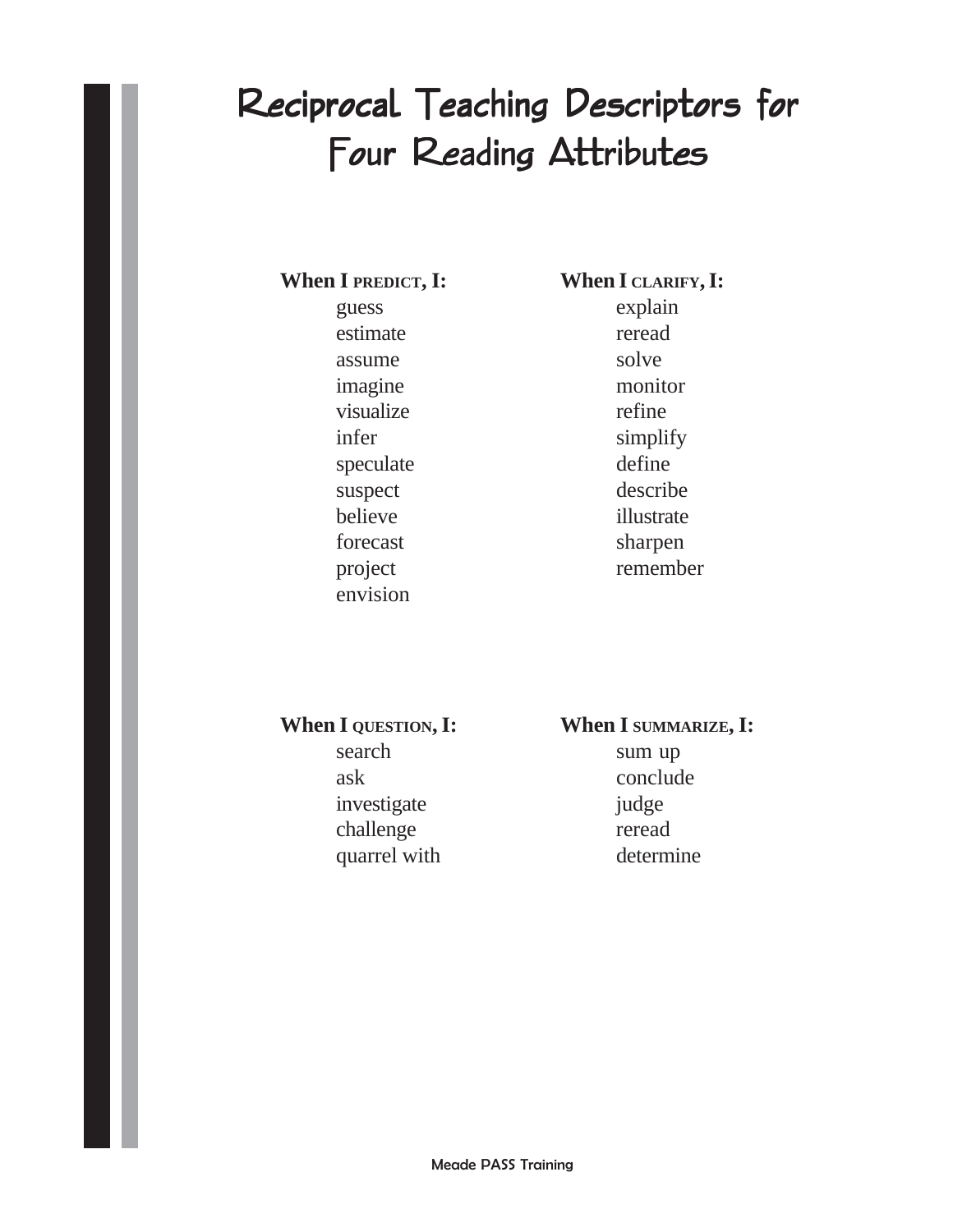# Reciprocal Teaching Descriptors for Four Reading Attributes

**When I PREDICT, I:**

- guess
- estimate
- assume
- imagine
- visualize
- infer
- speculate
- suspect
- believe
- forecast
- project
- envision

**When I CLARIFY, I:**

- explain
- reread
- solve
- monitor
- refine
- simplify
- define
- describe
- illustrate
- sharpen
- remember

**When I QUESTION, I:**

- search
- ask
- investigate
- challenge
- quarrel with

**When I SUMMARIZE, I:**

- sum up
- conclude
- judge
- reread
- determine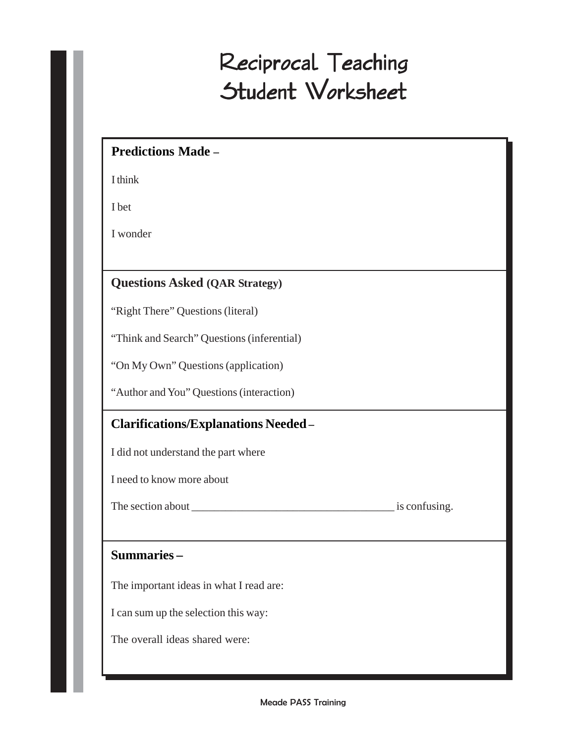# Reciprocal Teaching Student Worksheet

**Predictions Made –**

I think

I bet

I wonder

**Questions Asked (QAR Strategy)**

"Right There" Questions (literal)

"Think and Search" Questions (inferential)

"On My Own" Questions (application)

"Author and You" Questions (interaction)

**Clarifications/Explanations Needed –**

I did not understand the part where

I need to know more about

The section about ___________________________________ is confusing.

**Summaries –**

The important ideas in what I read are:

I can sum up the selection this way:

The overall ideas shared were: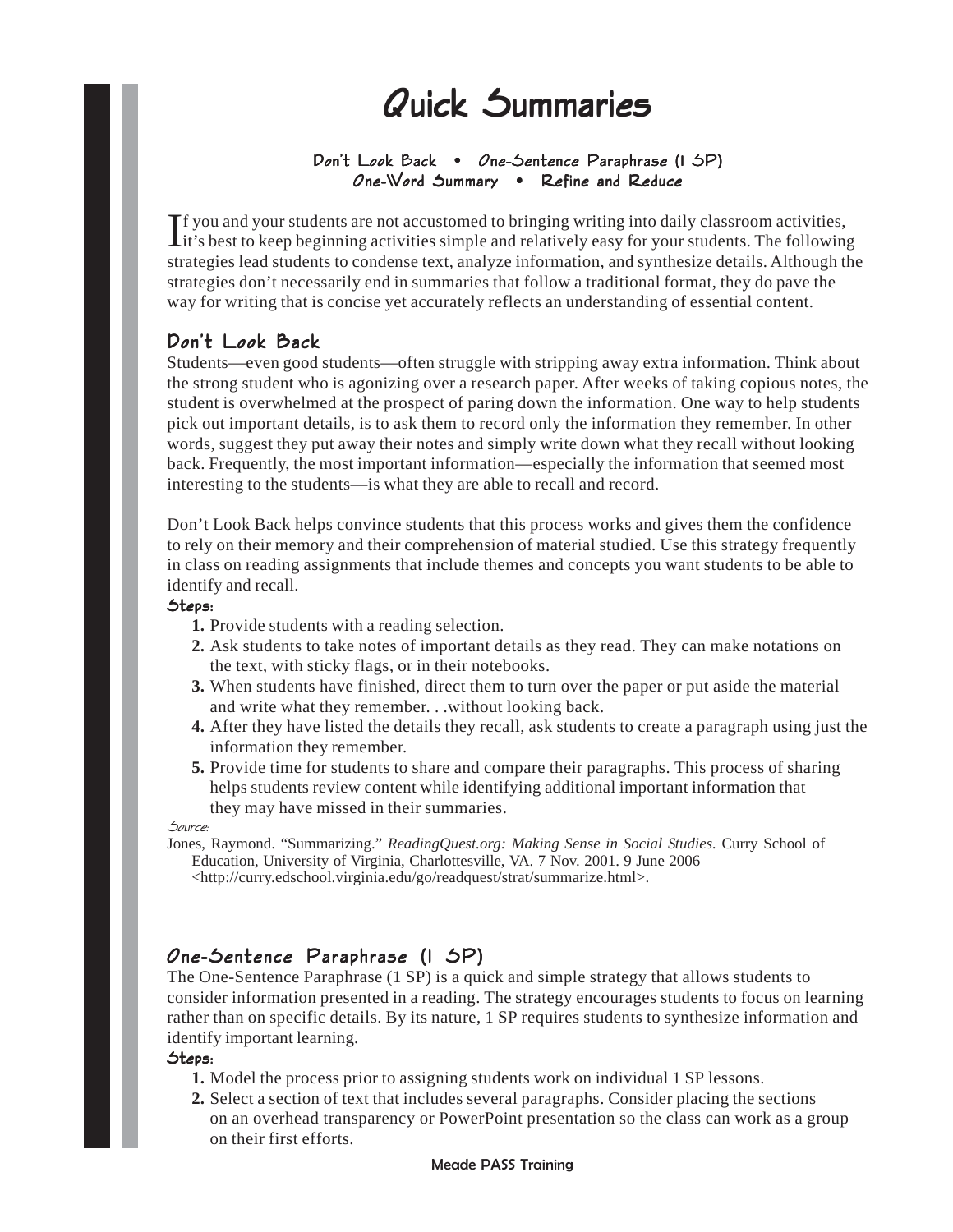# Quick Summaries

**Don't Look Back • *One-Sentence Paraphrase (1 SP)***
***One-Word Summary* • Refine and Reduce**

If you and your students are not accustomed to bringing writing into daily classroom activities, it's best to keep beginning activities simple and relatively easy for your students. The following strategies lead students to condense text, analyze information, and synthesize details. Although the strategies don't necessarily end in summaries that follow a traditional format, they do pave the way for writing that is concise yet accurately reflects an understanding of essential content.

## Don't Look Back

Students—even good students—often struggle with stripping away extra information. Think about the strong student who is agonizing over a research paper. After weeks of taking copious notes, the student is overwhelmed at the prospect of paring down the information. One way to help students pick out important details, is to ask them to record only the information they remember. In other words, suggest they put away their notes and simply write down what they recall without looking back. Frequently, the most important information—especially the information that seemed most interesting to the students—is what they are able to recall and record.

Don't Look Back helps convince students that this process works and gives them the confidence to rely on their memory and their comprehension of material studied. Use this strategy frequently in class on reading assignments that include themes and concepts you want students to be able to identify and recall.

**Steps:**

1. Provide students with a reading selection.
2. Ask students to take notes of important details as they read. They can make notations on the text, with sticky flags, or in their notebooks.
3. When students have finished, direct them to turn over the paper or put aside the material and write what they remember. . .without looking back.
4. After they have listed the details they recall, ask students to create a paragraph using just the information they remember.
5. Provide time for students to share and compare their paragraphs. This process of sharing helps students review content while identifying additional important information that they may have missed in their summaries.

*Source:*

Jones, Raymond. "Summarizing." *ReadingQuest.org: Making Sense in Social Studies.* Curry School of Education, University of Virginia, Charlottesville, VA. 7 Nov. 2001. 9 June 2006 <http://curry.edschool.virginia.edu/go/readquest/strat/summarize.html>.

## *One-Sentence Paraphrase (1 SP)*

The One-Sentence Paraphrase (1 SP) is a quick and simple strategy that allows students to consider information presented in a reading. The strategy encourages students to focus on learning rather than on specific details. By its nature, 1 SP requires students to synthesize information and identify important learning.

**Steps:**

1. Model the process prior to assigning students work on individual 1 SP lessons.
2. Select a section of text that includes several paragraphs. Consider placing the sections on an overhead transparency or PowerPoint presentation so the class can work as a group on their first efforts.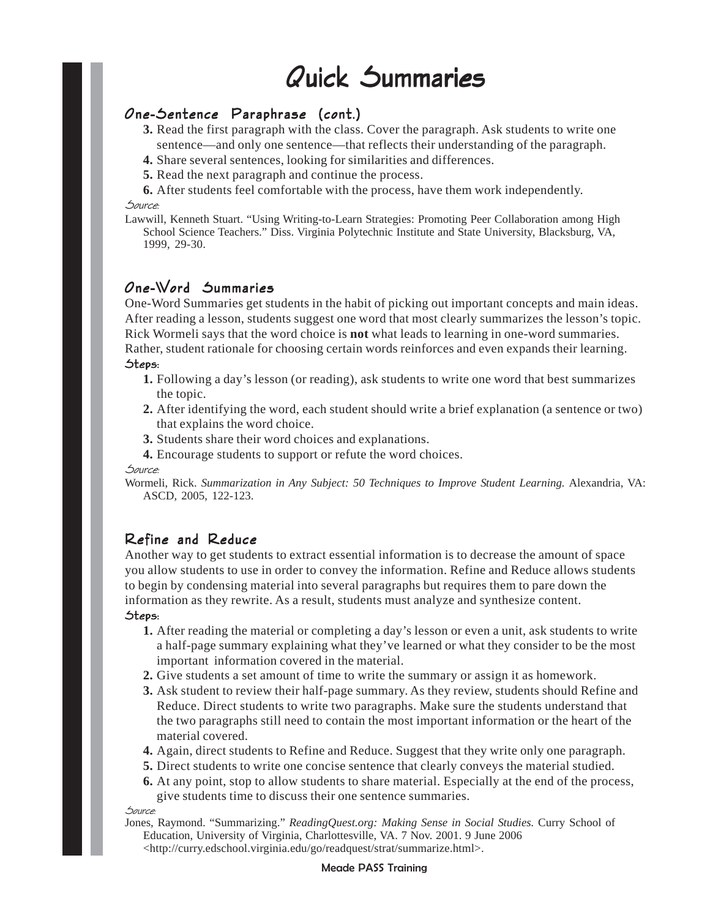# Quick Summaries

## One-Sentence Paraphrase (cont.)

3. Read the first paragraph with the class. Cover the paragraph. Ask students to write one sentence—and only one sentence—that reflects their understanding of the paragraph.
4. Share several sentences, looking for similarities and differences.
5. Read the next paragraph and continue the process.
6. After students feel comfortable with the process, have them work independently.

*Source:*

Lawwill, Kenneth Stuart. "Using Writing-to-Learn Strategies: Promoting Peer Collaboration among High School Science Teachers." Diss. Virginia Polytechnic Institute and State University, Blacksburg, VA, 1999, 29-30.

## One-Word Summaries

One-Word Summaries get students in the habit of picking out important concepts and main ideas. After reading a lesson, students suggest one word that most clearly summarizes the lesson's topic. Rick Wormeli says that the word choice is **not** what leads to learning in one-word summaries. Rather, student rationale for choosing certain words reinforces and even expands their learning.

**Steps:**

1. Following a day's lesson (or reading), ask students to write one word that best summarizes the topic.
2. After identifying the word, each student should write a brief explanation (a sentence or two) that explains the word choice.
3. Students share their word choices and explanations.
4. Encourage students to support or refute the word choices.

*Source:*

Wormeli, Rick. *Summarization in Any Subject: 50 Techniques to Improve Student Learning.* Alexandria, VA: ASCD, 2005, 122-123.

## Refine and Reduce

Another way to get students to extract essential information is to decrease the amount of space you allow students to use in order to convey the information. Refine and Reduce allows students to begin by condensing material into several paragraphs but requires them to pare down the information as they rewrite. As a result, students must analyze and synthesize content.

**Steps:**

1. After reading the material or completing a day's lesson or even a unit, ask students to write a half-page summary explaining what they've learned or what they consider to be the most important information covered in the material.
2. Give students a set amount of time to write the summary or assign it as homework.
3. Ask student to review their half-page summary. As they review, students should Refine and Reduce. Direct students to write two paragraphs. Make sure the students understand that the two paragraphs still need to contain the most important information or the heart of the material covered.
4. Again, direct students to Refine and Reduce. Suggest that they write only one paragraph.
5. Direct students to write one concise sentence that clearly conveys the material studied.
6. At any point, stop to allow students to share material. Especially at the end of the process, give students time to discuss their one sentence summaries.

*Source:*

Jones, Raymond. "Summarizing." *ReadingQuest.org: Making Sense in Social Studies.* Curry School of Education, University of Virginia, Charlottesville, VA. 7 Nov. 2001. 9 June 2006 <http://curry.edschool.virginia.edu/go/readquest/strat/summarize.html>.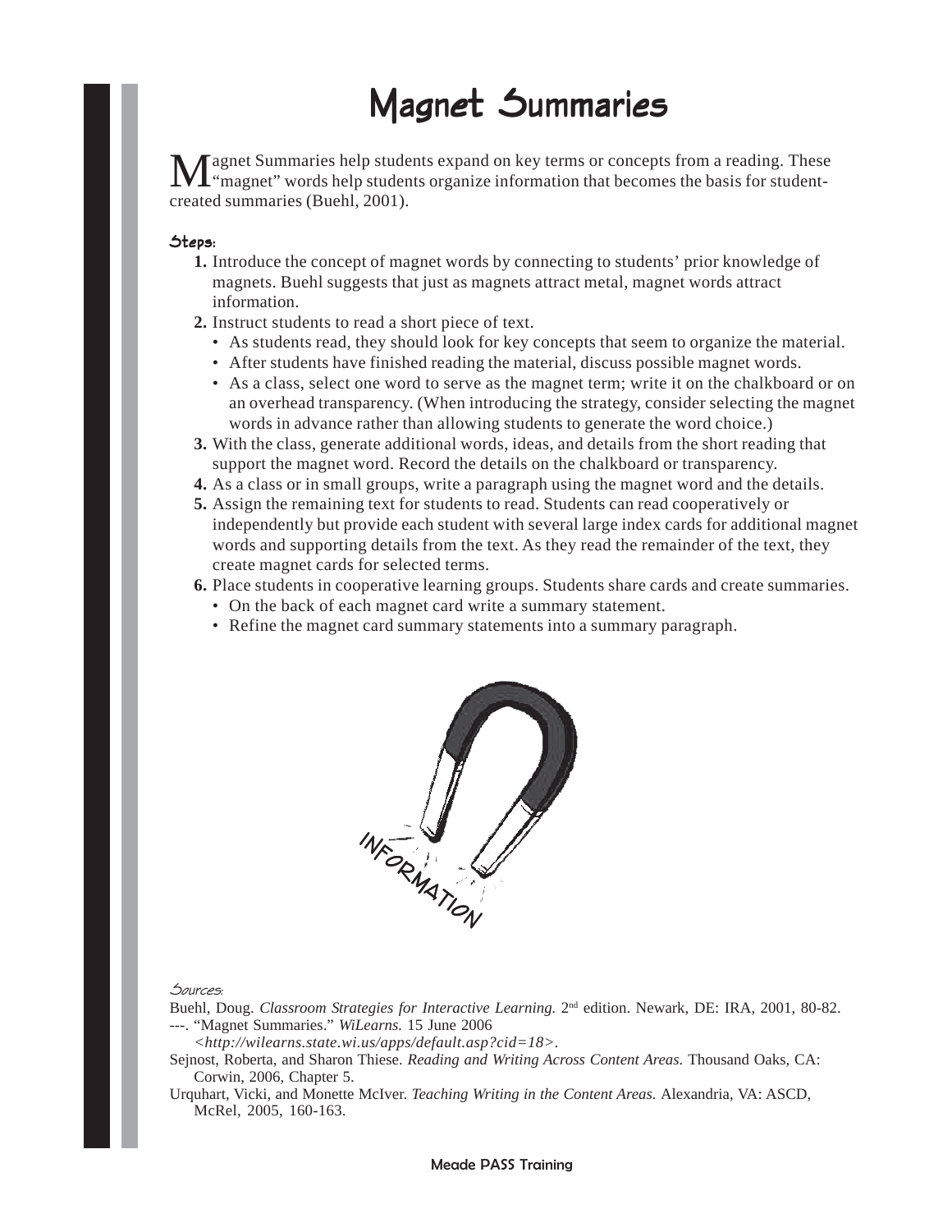# Magnet Summaries

Magnet Summaries help students expand on key terms or concepts from a reading. These "magnet" words help students organize information that becomes the basis for student-created summaries (Buehl, 2001).

### Steps:

1. Introduce the concept of magnet words by connecting to students' prior knowledge of magnets. Buehl suggests that just as magnets attract metal, magnet words attract information.
2. Instruct students to read a short piece of text.
   - As students read, they should look for key concepts that seem to organize the material.
   - After students have finished reading the material, discuss possible magnet words.
   - As a class, select one word to serve as the magnet term; write it on the chalkboard or on an overhead transparency. (When introducing the strategy, consider selecting the magnet words in advance rather than allowing students to generate the word choice.)
3. With the class, generate additional words, ideas, and details from the short reading that support the magnet word. Record the details on the chalkboard or transparency.
4. As a class or in small groups, write a paragraph using the magnet word and the details.
5. Assign the remaining text for students to read. Students can read cooperatively or independently but provide each student with several large index cards for additional magnet words and supporting details from the text. As they read the remainder of the text, they create magnet cards for selected terms.
6. Place students in cooperative learning groups. Students share cards and create summaries.
   - On the back of each magnet card write a summary statement.
   - Refine the magnet card summary statements into a summary paragraph.

*Sources:*

Buehl, Doug. *Classroom Strategies for Interactive Learning.* 2nd edition. Newark, DE: IRA, 2001, 80-82.

---. "Magnet Summaries." *WiLearns.* 15 June 2006 *<http://wilearns.state.wi.us/apps/default.asp?cid=18>*.

Sejnost, Roberta, and Sharon Thiese. *Reading and Writing Across Content Areas.* Thousand Oaks, CA: Corwin, 2006, Chapter 5.

Urquhart, Vicki, and Monette McIver. *Teaching Writing in the Content Areas.* Alexandria, VA: ASCD, McRel, 2005, 160-163.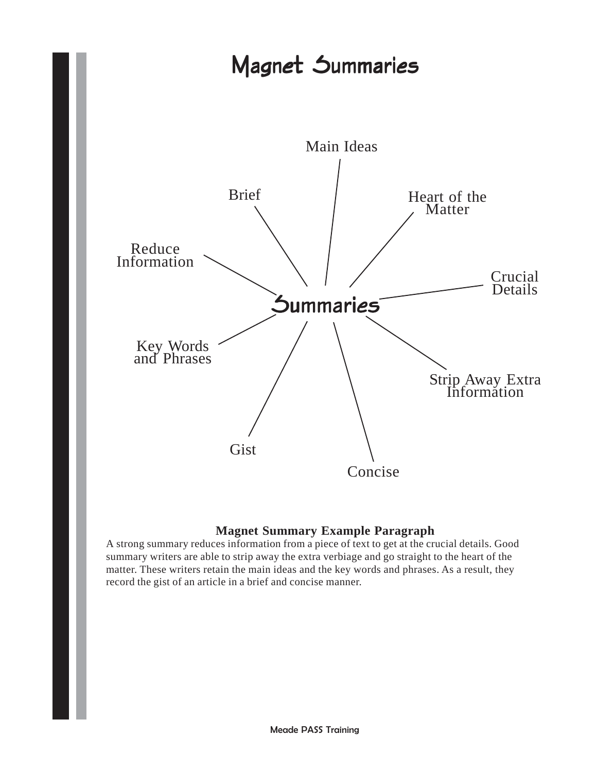# Magnet Summaries

**Summaries**

- Main Ideas
- Heart of the Matter
- Crucial Details
- Strip Away Extra Information
- Concise
- Gist
- Key Words and Phrases
- Reduce Information
- Brief

**Magnet Summary Example Paragraph**

A strong summary reduces information from a piece of text to get at the crucial details. Good summary writers are able to strip away the extra verbiage and go straight to the heart of the matter. These writers retain the main ideas and the key words and phrases. As a result, they record the gist of an article in a brief and concise manner.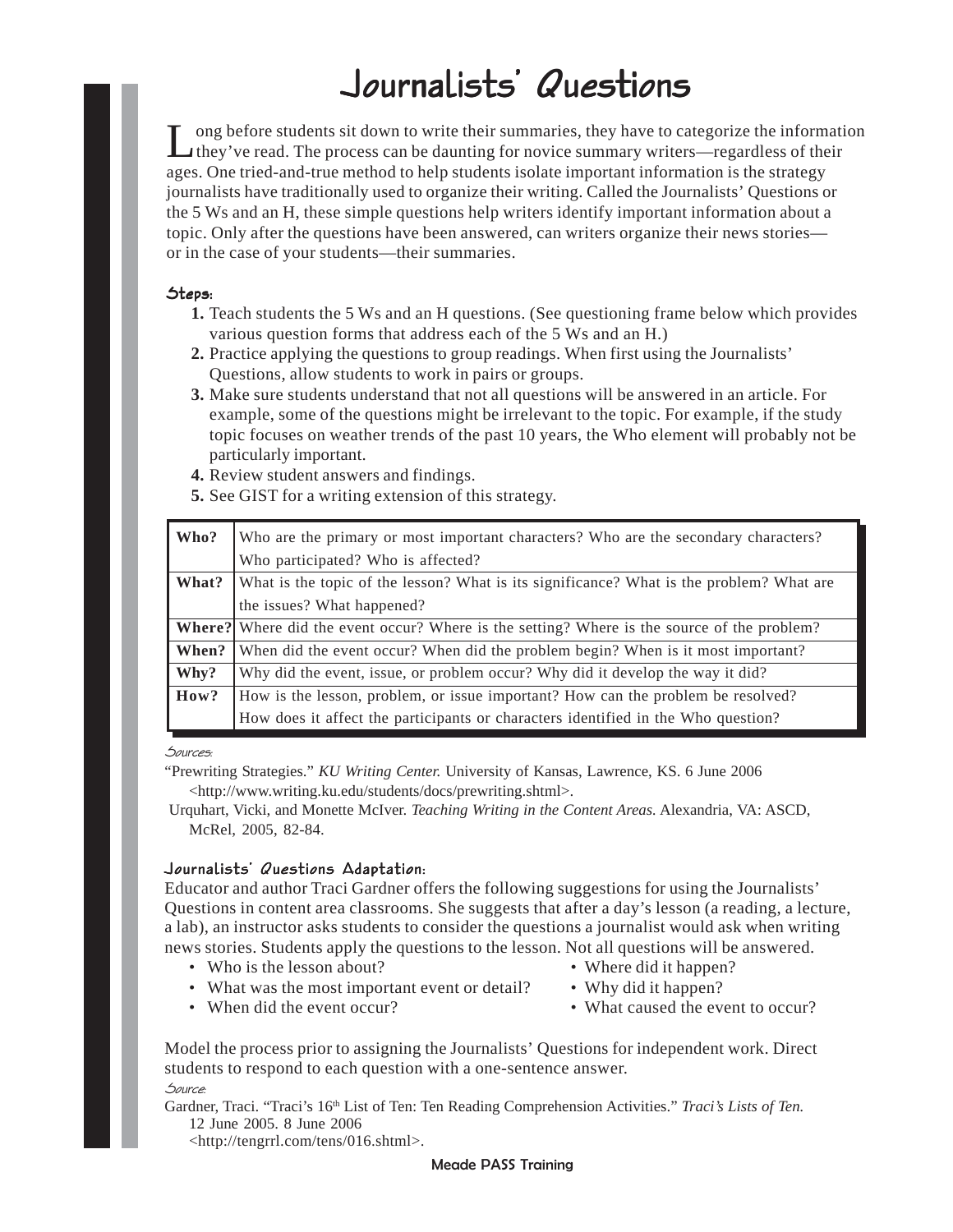# Journalists' Questions

Long before students sit down to write their summaries, they have to categorize the information they've read. The process can be daunting for novice summary writers—regardless of their ages. One tried-and-true method to help students isolate important information is the strategy journalists have traditionally used to organize their writing. Called the Journalists' Questions or the 5 Ws and an H, these simple questions help writers identify important information about a topic. Only after the questions have been answered, can writers organize their news stories—or in the case of your students—their summaries.

### Steps:

1. Teach students the 5 Ws and an H questions. (See questioning frame below which provides various question forms that address each of the 5 Ws and an H.)
2. Practice applying the questions to group readings. When first using the Journalists' Questions, allow students to work in pairs or groups.
3. Make sure students understand that not all questions will be answered in an article. For example, some of the questions might be irrelevant to the topic. For example, if the study topic focuses on weather trends of the past 10 years, the Who element will probably not be particularly important.
4. Review student answers and findings.
5. See GIST for a writing extension of this strategy.

| | |
|---|---|
| **Who?** | Who are the primary or most important characters? Who are the secondary characters? Who participated? Who is affected? |
| **What?** | What is the topic of the lesson? What is its significance? What is the problem? What are the issues? What happened? |
| **Where?** | Where did the event occur? Where is the setting? Where is the source of the problem? |
| **When?** | When did the event occur? When did the problem begin? When is it most important? |
| **Why?** | Why did the event, issue, or problem occur? Why did it develop the way it did? |
| **How?** | How is the lesson, problem, or issue important? How can the problem be resolved? How does it affect the participants or characters identified in the Who question? |

*Sources:*

"Prewriting Strategies." *KU Writing Center.* University of Kansas, Lawrence, KS. 6 June 2006 <http://www.writing.ku.edu/students/docs/prewriting.shtml>.

Urquhart, Vicki, and Monette McIver. *Teaching Writing in the Content Areas.* Alexandria, VA: ASCD, McRel, 2005, 82-84.

### Journalists' Questions Adaptation:

Educator and author Traci Gardner offers the following suggestions for using the Journalists' Questions in content area classrooms. She suggests that after a day's lesson (a reading, a lecture, a lab), an instructor asks students to consider the questions a journalist would ask when writing news stories. Students apply the questions to the lesson. Not all questions will be answered.

- Who is the lesson about?
- What was the most important event or detail?
- When did the event occur?
- Where did it happen?
- Why did it happen?
- What caused the event to occur?

Model the process prior to assigning the Journalists' Questions for independent work. Direct students to respond to each question with a one-sentence answer.

*Source:*

Gardner, Traci. "Traci's 16th List of Ten: Ten Reading Comprehension Activities." *Traci's Lists of Ten.* 12 June 2005. 8 June 2006 <http://tengrrl.com/tens/016.shtml>.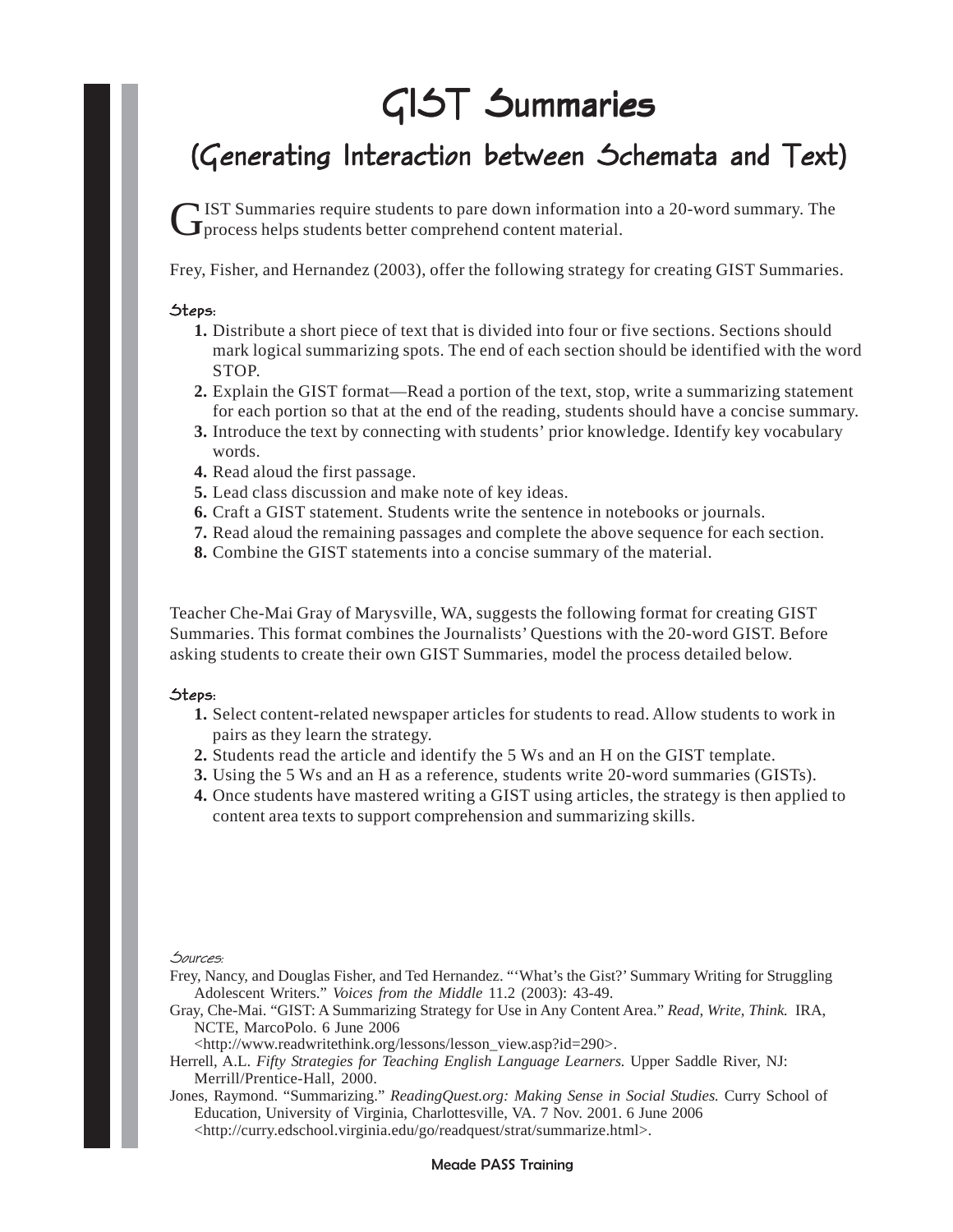# GIST Summaries

## (Generating Interaction between Schemata and Text)

GIST Summaries require students to pare down information into a 20-word summary. The process helps students better comprehend content material.

Frey, Fisher, and Hernandez (2003), offer the following strategy for creating GIST Summaries.

### Steps:

1. Distribute a short piece of text that is divided into four or five sections. Sections should mark logical summarizing spots. The end of each section should be identified with the word STOP.
2. Explain the GIST format—Read a portion of the text, stop, write a summarizing statement for each portion so that at the end of the reading, students should have a concise summary.
3. Introduce the text by connecting with students' prior knowledge. Identify key vocabulary words.
4. Read aloud the first passage.
5. Lead class discussion and make note of key ideas.
6. Craft a GIST statement. Students write the sentence in notebooks or journals.
7. Read aloud the remaining passages and complete the above sequence for each section.
8. Combine the GIST statements into a concise summary of the material.

Teacher Che-Mai Gray of Marysville, WA, suggests the following format for creating GIST Summaries. This format combines the Journalists' Questions with the 20-word GIST. Before asking students to create their own GIST Summaries, model the process detailed below.

### Steps:

1. Select content-related newspaper articles for students to read. Allow students to work in pairs as they learn the strategy.
2. Students read the article and identify the 5 Ws and an H on the GIST template.
3. Using the 5 Ws and an H as a reference, students write 20-word summaries (GISTs).
4. Once students have mastered writing a GIST using articles, the strategy is then applied to content area texts to support comprehension and summarizing skills.

*Sources:*

Frey, Nancy, and Douglas Fisher, and Ted Hernandez. "'What's the Gist?' Summary Writing for Struggling Adolescent Writers." *Voices from the Middle* 11.2 (2003): 43-49.

Gray, Che-Mai. "GIST: A Summarizing Strategy for Use in Any Content Area." *Read, Write, Think.* IRA, NCTE, MarcoPolo. 6 June 2006 <http://www.readwritethink.org/lessons/lesson_view.asp?id=290>.

Herrell, A.L. *Fifty Strategies for Teaching English Language Learners.* Upper Saddle River, NJ: Merrill/Prentice-Hall, 2000.

Jones, Raymond. "Summarizing." *ReadingQuest.org: Making Sense in Social Studies.* Curry School of Education, University of Virginia, Charlottesville, VA. 7 Nov. 2001. 6 June 2006 <http://curry.edschool.virginia.edu/go/readquest/strat/summarize.html>.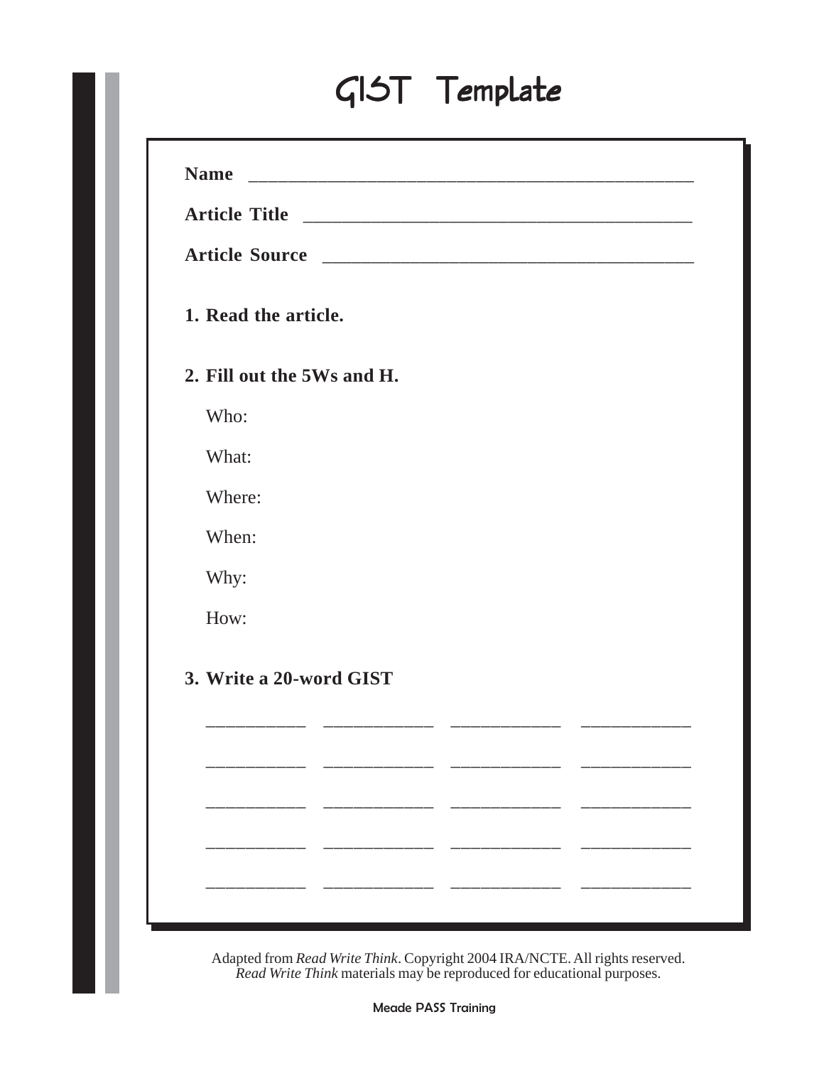# GIST Template

**Name** ______________________________________________

**Article Title** ________________________________________

**Article Source** _______________________________________

**1. Read the article.**

**2. Fill out the 5Ws and H.**

Who:

What:

Where:

When:

Why:

How:

**3. Write a 20-word GIST**

__________ __________ __________ __________

__________ __________ __________ __________

__________ __________ __________ __________

__________ __________ __________ __________

__________ __________ __________ __________

Adapted from *Read Write Think*. Copyright 2004 IRA/NCTE. All rights reserved.
*Read Write Think* materials may be reproduced for educational purposes.

Meade PASS Training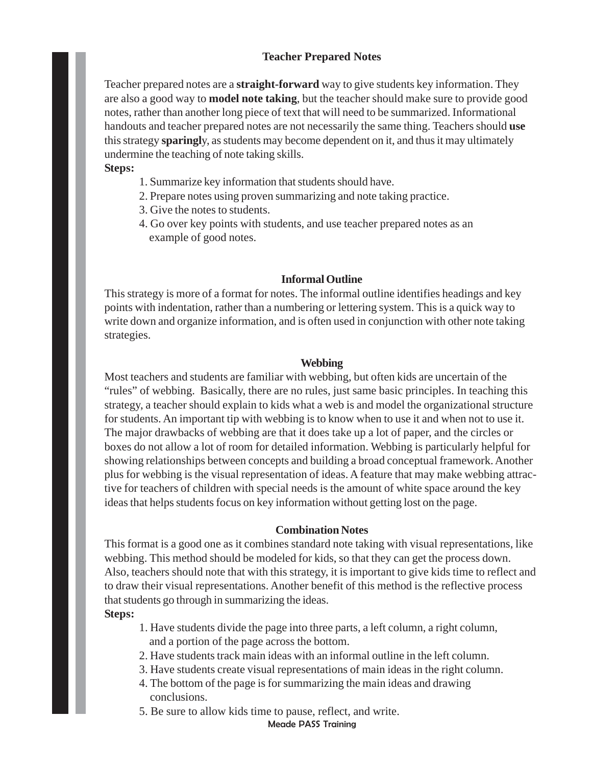## Teacher Prepared Notes

Teacher prepared notes are a **straight-forward** way to give students key information. They are also a good way to **model note taking**, but the teacher should make sure to provide good notes, rather than another long piece of text that will need to be summarized. Informational handouts and teacher prepared notes are not necessarily the same thing. Teachers should **use** this strategy **sparingl**y, as students may become dependent on it, and thus it may ultimately undermine the teaching of note taking skills.

**Steps:**

1. Summarize key information that students should have.
2. Prepare notes using proven summarizing and note taking practice.
3. Give the notes to students.
4. Go over key points with students, and use teacher prepared notes as an example of good notes.

## Informal Outline

This strategy is more of a format for notes. The informal outline identifies headings and key points with indentation, rather than a numbering or lettering system. This is a quick way to write down and organize information, and is often used in conjunction with other note taking strategies.

## Webbing

Most teachers and students are familiar with webbing, but often kids are uncertain of the "rules" of webbing. Basically, there are no rules, just same basic principles. In teaching this strategy, a teacher should explain to kids what a web is and model the organizational structure for students. An important tip with webbing is to know when to use it and when not to use it. The major drawbacks of webbing are that it does take up a lot of paper, and the circles or boxes do not allow a lot of room for detailed information. Webbing is particularly helpful for showing relationships between concepts and building a broad conceptual framework. Another plus for webbing is the visual representation of ideas. A feature that may make webbing attractive for teachers of children with special needs is the amount of white space around the key ideas that helps students focus on key information without getting lost on the page.

## Combination Notes

This format is a good one as it combines standard note taking with visual representations, like webbing. This method should be modeled for kids, so that they can get the process down. Also, teachers should note that with this strategy, it is important to give kids time to reflect and to draw their visual representations. Another benefit of this method is the reflective process that students go through in summarizing the ideas.

**Steps:**

1. Have students divide the page into three parts, a left column, a right column, and a portion of the page across the bottom.
2. Have students track main ideas with an informal outline in the left column.
3. Have students create visual representations of main ideas in the right column.
4. The bottom of the page is for summarizing the main ideas and drawing conclusions.
5. Be sure to allow kids time to pause, reflect, and write.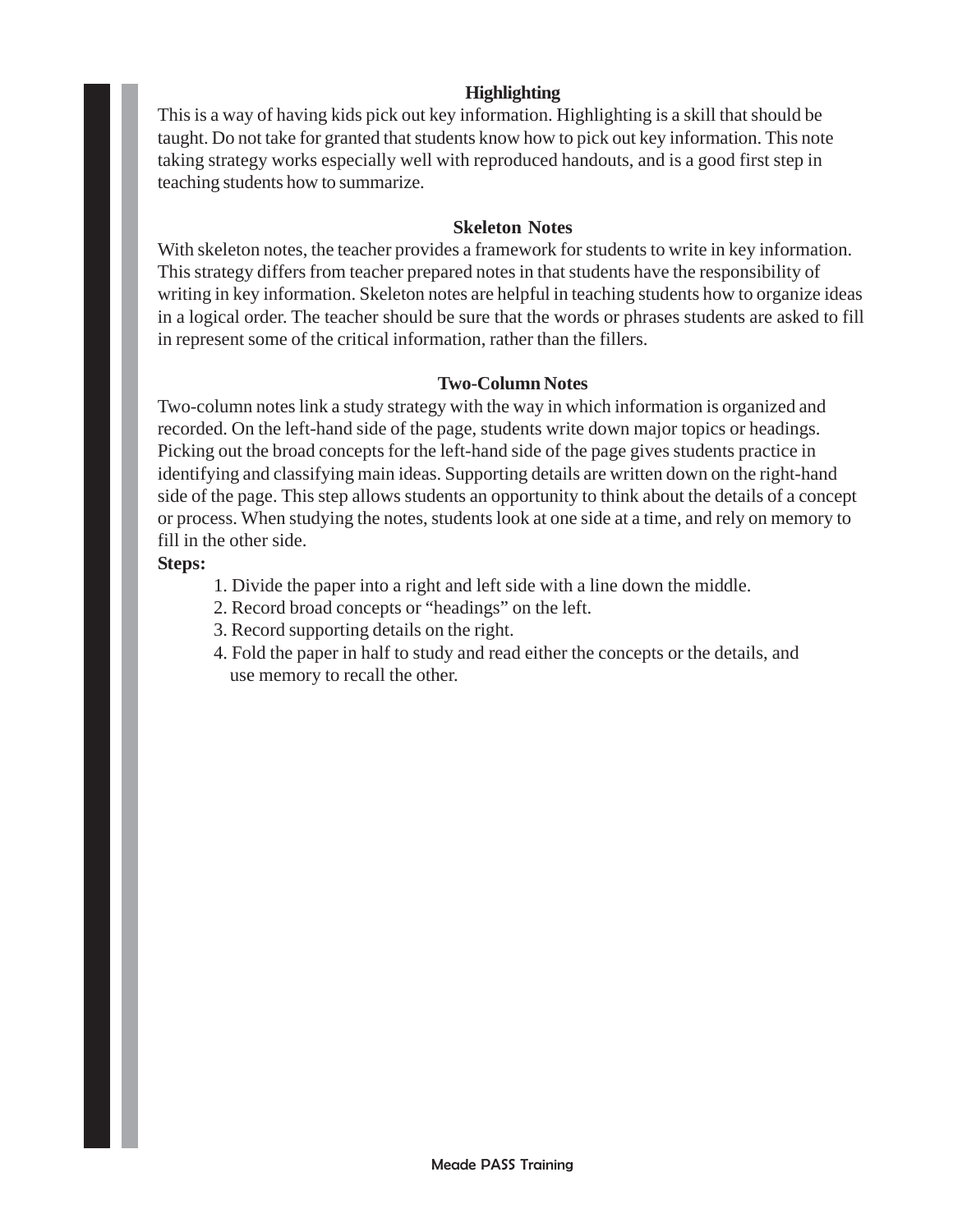### Highlighting

This is a way of having kids pick out key information. Highlighting is a skill that should be taught. Do not take for granted that students know how to pick out key information. This note taking strategy works especially well with reproduced handouts, and is a good first step in teaching students how to summarize.

### Skeleton Notes

With skeleton notes, the teacher provides a framework for students to write in key information. This strategy differs from teacher prepared notes in that students have the responsibility of writing in key information. Skeleton notes are helpful in teaching students how to organize ideas in a logical order. The teacher should be sure that the words or phrases students are asked to fill in represent some of the critical information, rather than the fillers.

### Two-Column Notes

Two-column notes link a study strategy with the way in which information is organized and recorded. On the left-hand side of the page, students write down major topics or headings. Picking out the broad concepts for the left-hand side of the page gives students practice in identifying and classifying main ideas. Supporting details are written down on the right-hand side of the page. This step allows students an opportunity to think about the details of a concept or process. When studying the notes, students look at one side at a time, and rely on memory to fill in the other side.

**Steps:**

1. Divide the paper into a right and left side with a line down the middle.
2. Record broad concepts or "headings" on the left.
3. Record supporting details on the right.
4. Fold the paper in half to study and read either the concepts or the details, and use memory to recall the other.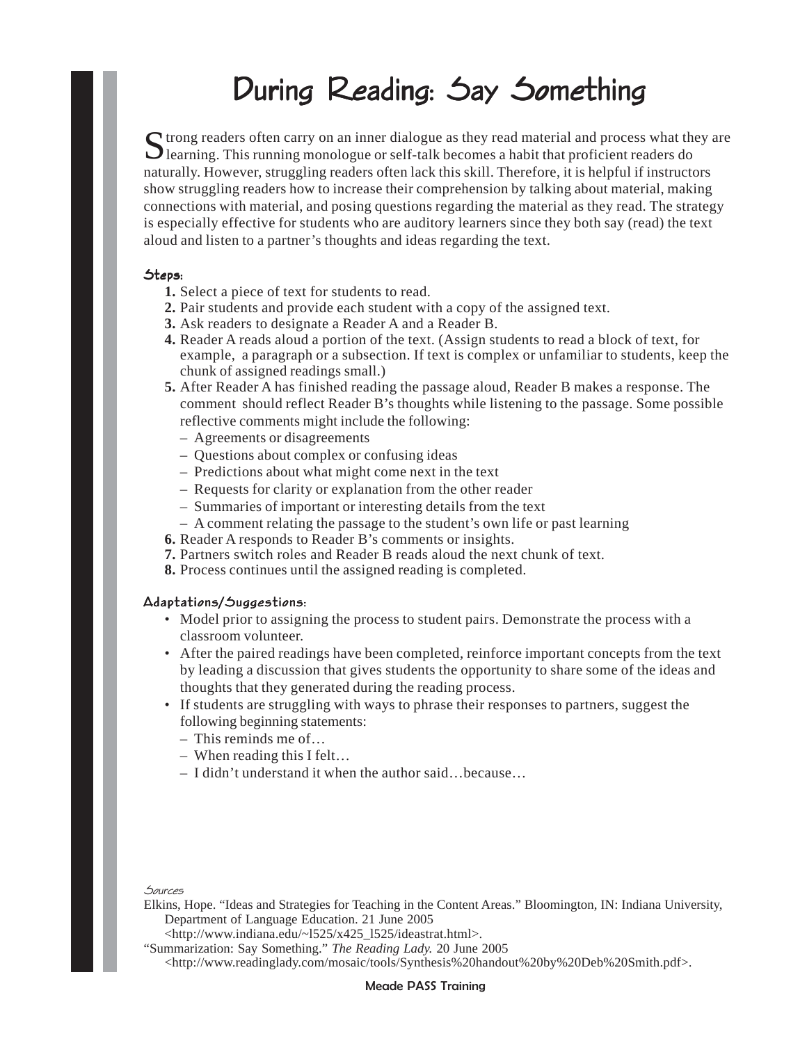# During Reading: Say Something

Strong readers often carry on an inner dialogue as they read material and process what they are learning. This running monologue or self-talk becomes a habit that proficient readers do naturally. However, struggling readers often lack this skill. Therefore, it is helpful if instructors show struggling readers how to increase their comprehension by talking about material, making connections with material, and posing questions regarding the material as they read. The strategy is especially effective for students who are auditory learners since they both say (read) the text aloud and listen to a partner's thoughts and ideas regarding the text.

### Steps:

1. Select a piece of text for students to read.
2. Pair students and provide each student with a copy of the assigned text.
3. Ask readers to designate a Reader A and a Reader B.
4. Reader A reads aloud a portion of the text. (Assign students to read a block of text, for example, a paragraph or a subsection. If text is complex or unfamiliar to students, keep the chunk of assigned readings small.)
5. After Reader A has finished reading the passage aloud, Reader B makes a response. The comment should reflect Reader B's thoughts while listening to the passage. Some possible reflective comments might include the following:
   - Agreements or disagreements
   - Questions about complex or confusing ideas
   - Predictions about what might come next in the text
   - Requests for clarity or explanation from the other reader
   - Summaries of important or interesting details from the text
   - A comment relating the passage to the student's own life or past learning
6. Reader A responds to Reader B's comments or insights.
7. Partners switch roles and Reader B reads aloud the next chunk of text.
8. Process continues until the assigned reading is completed.

### Adaptations/Suggestions:

- Model prior to assigning the process to student pairs. Demonstrate the process with a classroom volunteer.
- After the paired readings have been completed, reinforce important concepts from the text by leading a discussion that gives students the opportunity to share some of the ideas and thoughts that they generated during the reading process.
- If students are struggling with ways to phrase their responses to partners, suggest the following beginning statements:
  - This reminds me of…
  - When reading this I felt…
  - I didn't understand it when the author said…because…

*Sources*

Elkins, Hope. "Ideas and Strategies for Teaching in the Content Areas." Bloomington, IN: Indiana University, Department of Language Education. 21 June 2005 <http://www.indiana.edu/~l525/x425_l525/ideastrat.html>.

"Summarization: Say Something." *The Reading Lady.* 20 June 2005 <http://www.readinglady.com/mosaic/tools/Synthesis%20handout%20by%20Deb%20Smith.pdf>.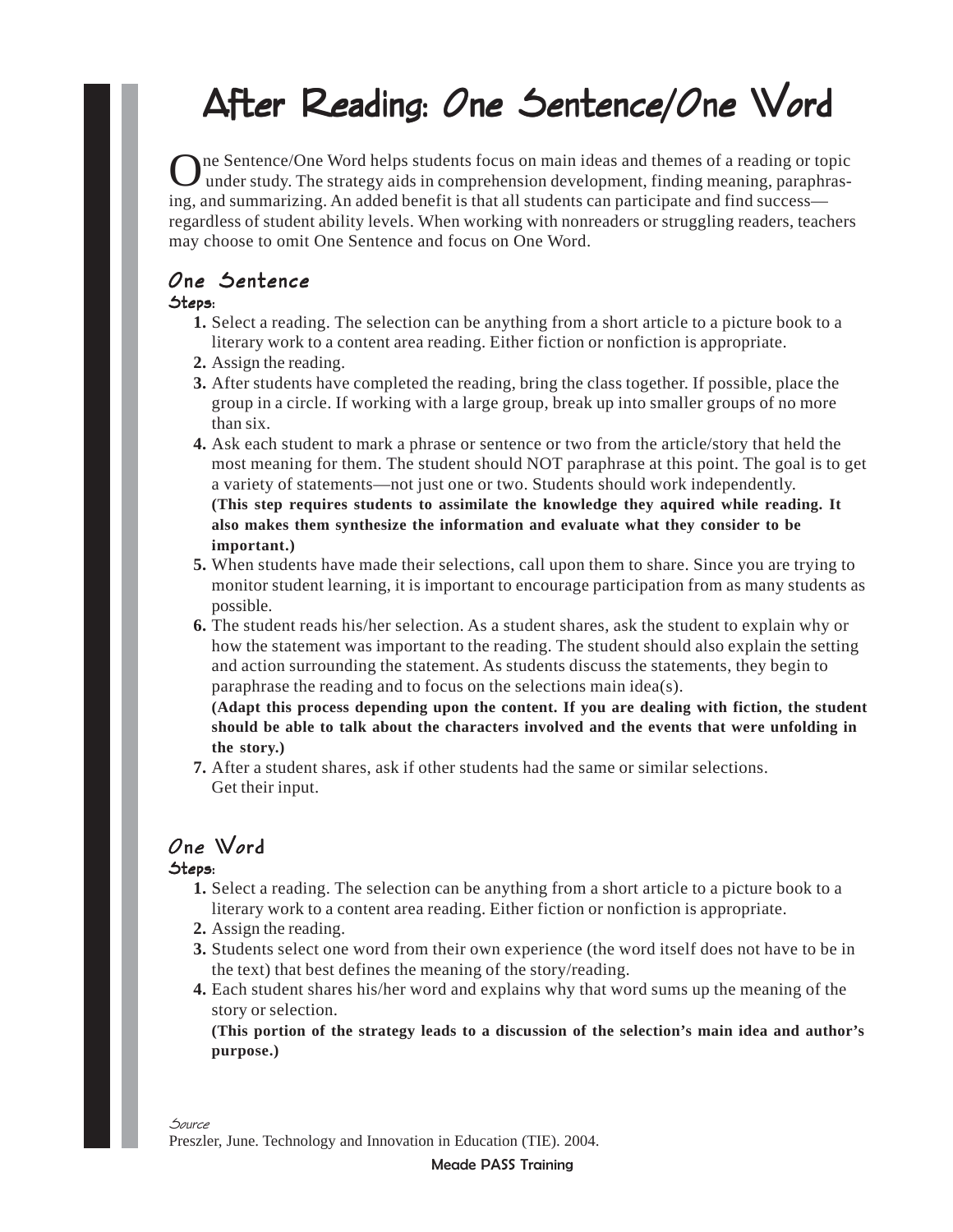# After Reading: *One Sentence/One Word*

One Sentence/One Word helps students focus on main ideas and themes of a reading or topic under study. The strategy aids in comprehension development, finding meaning, paraphrasing, and summarizing. An added benefit is that all students can participate and find success—regardless of student ability levels. When working with nonreaders or struggling readers, teachers may choose to omit One Sentence and focus on One Word.

## *One Sentence*

**Steps:**

1. Select a reading. The selection can be anything from a short article to a picture book to a literary work to a content area reading. Either fiction or nonfiction is appropriate.
2. Assign the reading.
3. After students have completed the reading, bring the class together. If possible, place the group in a circle. If working with a large group, break up into smaller groups of no more than six.
4. Ask each student to mark a phrase or sentence or two from the article/story that held the most meaning for them. The student should NOT paraphrase at this point. The goal is to get a variety of statements—not just one or two. Students should work independently.
   **(This step requires students to assimilate the knowledge they aquired while reading. It also makes them synthesize the information and evaluate what they consider to be important.)**
5. When students have made their selections, call upon them to share. Since you are trying to monitor student learning, it is important to encourage participation from as many students as possible.
6. The student reads his/her selection. As a student shares, ask the student to explain why or how the statement was important to the reading. The student should also explain the setting and action surrounding the statement. As students discuss the statements, they begin to paraphrase the reading and to focus on the selections main idea(s).
   **(Adapt this process depending upon the content. If you are dealing with fiction, the student should be able to talk about the characters involved and the events that were unfolding in the story.)**
7. After a student shares, ask if other students had the same or similar selections. Get their input.

## *One Word*

**Steps:**

1. Select a reading. The selection can be anything from a short article to a picture book to a literary work to a content area reading. Either fiction or nonfiction is appropriate.
2. Assign the reading.
3. Students select one word from their own experience (the word itself does not have to be in the text) that best defines the meaning of the story/reading.
4. Each student shares his/her word and explains why that word sums up the meaning of the story or selection.
   **(This portion of the strategy leads to a discussion of the selection's main idea and author's purpose.)**

*Source*
Preszler, June. Technology and Innovation in Education (TIE). 2004.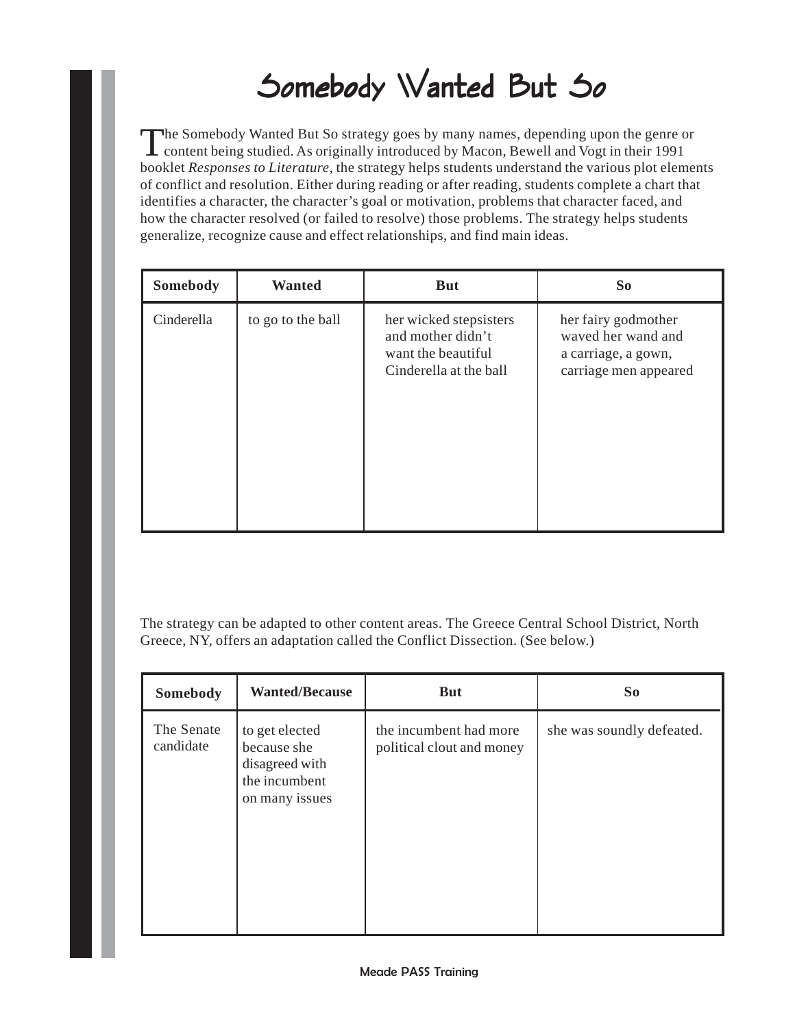# Somebody Wanted But So

The Somebody Wanted But So strategy goes by many names, depending upon the genre or content being studied. As originally introduced by Macon, Bewell and Vogt in their 1991 booklet *Responses to Literature,* the strategy helps students understand the various plot elements of conflict and resolution. Either during reading or after reading, students complete a chart that identifies a character, the character's goal or motivation, problems that character faced, and how the character resolved (or failed to resolve) those problems. The strategy helps students generalize, recognize cause and effect relationships, and find main ideas.

| Somebody | Wanted | But | So |
|---|---|---|---|
| Cinderella | to go to the ball | her wicked stepsisters and mother didn't want the beautiful Cinderella at the ball | her fairy godmother waved her wand and a carriage, a gown, carriage men appeared |

The strategy can be adapted to other content areas. The Greece Central School District, North Greece, NY, offers an adaptation called the Conflict Dissection. (See below.)

| Somebody | Wanted/Because | But | So |
|---|---|---|---|
| The Senate candidate | to get elected because she disagreed with the incumbent on many issues | the incumbent had more political clout and money | she was soundly defeated. |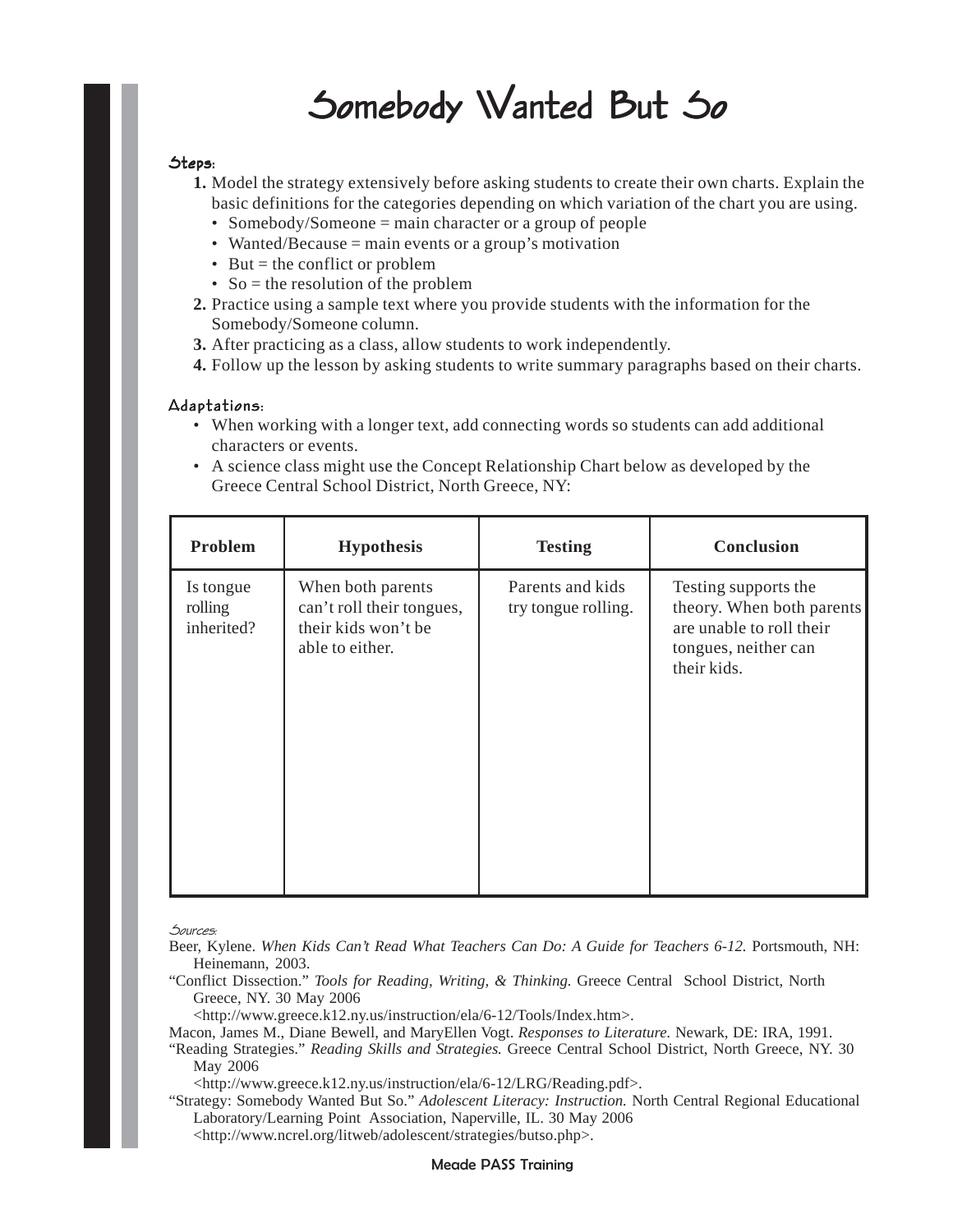# Somebody Wanted But So

**Steps:**

1. Model the strategy extensively before asking students to create their own charts. Explain the basic definitions for the categories depending on which variation of the chart you are using.
   - Somebody/Someone = main character or a group of people
   - Wanted/Because = main events or a group's motivation
   - But = the conflict or problem
   - So = the resolution of the problem
2. Practice using a sample text where you provide students with the information for the Somebody/Someone column.
3. After practicing as a class, allow students to work independently.
4. Follow up the lesson by asking students to write summary paragraphs based on their charts.

**Adaptations:**

- When working with a longer text, add connecting words so students can add additional characters or events.
- A science class might use the Concept Relationship Chart below as developed by the Greece Central School District, North Greece, NY:

| Problem | Hypothesis | Testing | Conclusion |
|---|---|---|---|
| Is tongue rolling inherited? | When both parents can't roll their tongues, their kids won't be able to either. | Parents and kids try tongue rolling. | Testing supports the theory. When both parents are unable to roll their tongues, neither can their kids. |

*Sources:*

Beer, Kylene. *When Kids Can't Read What Teachers Can Do: A Guide for Teachers 6-12.* Portsmouth, NH: Heinemann, 2003.

"Conflict Dissection." *Tools for Reading, Writing, & Thinking.* Greece Central School District, North Greece, NY. 30 May 2006 <http://www.greece.k12.ny.us/instruction/ela/6-12/Tools/Index.htm>.

Macon, James M., Diane Bewell, and MaryEllen Vogt. *Responses to Literature.* Newark, DE: IRA, 1991.

"Reading Strategies." *Reading Skills and Strategies.* Greece Central School District, North Greece, NY. 30 May 2006 <http://www.greece.k12.ny.us/instruction/ela/6-12/LRG/Reading.pdf>.

"Strategy: Somebody Wanted But So." *Adolescent Literacy: Instruction.* North Central Regional Educational Laboratory/Learning Point Association, Naperville, IL. 30 May 2006 <http://www.ncrel.org/litweb/adolescent/strategies/butso.php>.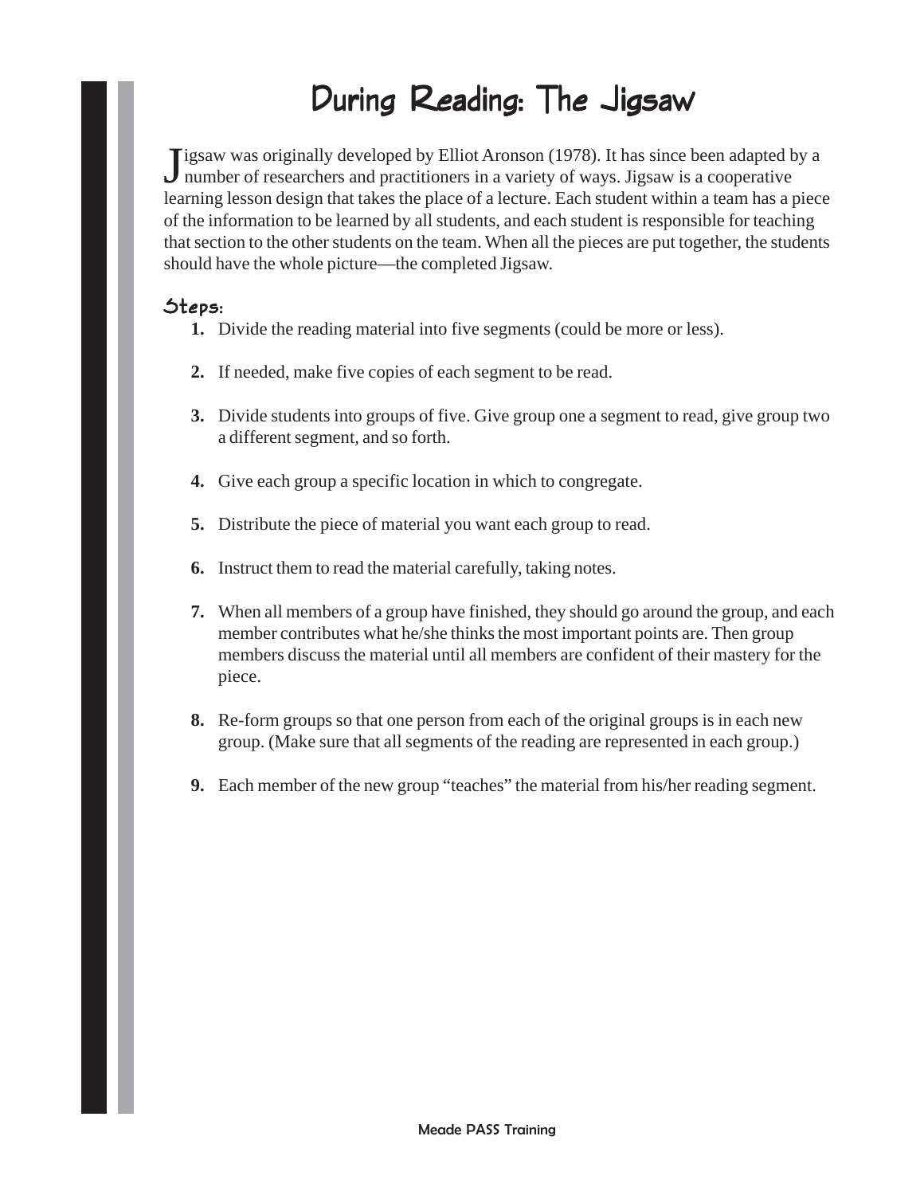# During Reading: The Jigsaw

Jigsaw was originally developed by Elliot Aronson (1978). It has since been adapted by a number of researchers and practitioners in a variety of ways. Jigsaw is a cooperative learning lesson design that takes the place of a lecture. Each student within a team has a piece of the information to be learned by all students, and each student is responsible for teaching that section to the other students on the team. When all the pieces are put together, the students should have the whole picture—the completed Jigsaw.

## Steps:

1. Divide the reading material into five segments (could be more or less).
2. If needed, make five copies of each segment to be read.
3. Divide students into groups of five. Give group one a segment to read, give group two a different segment, and so forth.
4. Give each group a specific location in which to congregate.
5. Distribute the piece of material you want each group to read.
6. Instruct them to read the material carefully, taking notes.
7. When all members of a group have finished, they should go around the group, and each member contributes what he/she thinks the most important points are. Then group members discuss the material until all members are confident of their mastery for the piece.
8. Re-form groups so that one person from each of the original groups is in each new group. (Make sure that all segments of the reading are represented in each group.)
9. Each member of the new group "teaches" the material from his/her reading segment.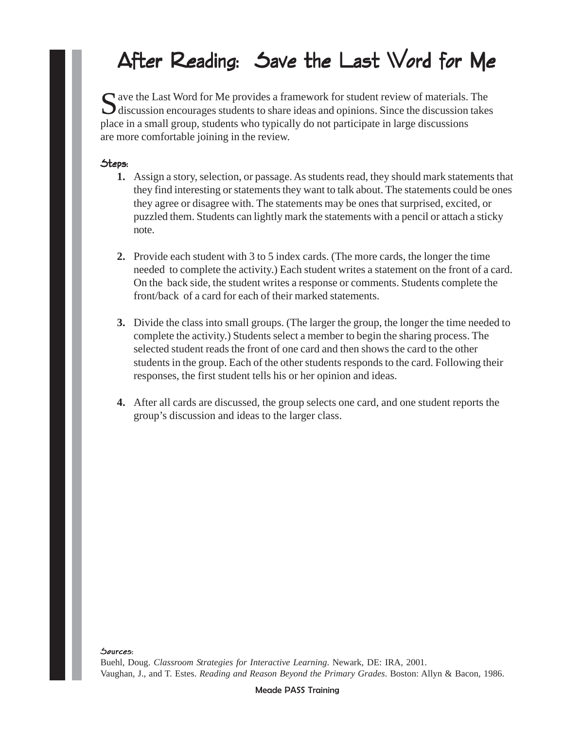# After Reading: Save the Last Word for Me

Save the Last Word for Me provides a framework for student review of materials. The discussion encourages students to share ideas and opinions. Since the discussion takes place in a small group, students who typically do not participate in large discussions are more comfortable joining in the review.

**Steps:**

1. Assign a story, selection, or passage. As students read, they should mark statements that they find interesting or statements they want to talk about. The statements could be ones they agree or disagree with. The statements may be ones that surprised, excited, or puzzled them. Students can lightly mark the statements with a pencil or attach a sticky note.

2. Provide each student with 3 to 5 index cards. (The more cards, the longer the time needed to complete the activity.) Each student writes a statement on the front of a card. On the back side, the student writes a response or comments. Students complete the front/back of a card for each of their marked statements.

3. Divide the class into small groups. (The larger the group, the longer the time needed to complete the activity.) Students select a member to begin the sharing process. The selected student reads the front of one card and then shows the card to the other students in the group. Each of the other students responds to the card. Following their responses, the first student tells his or her opinion and ideas.

4. After all cards are discussed, the group selects one card, and one student reports the group's discussion and ideas to the larger class.

**Sources:**

Buehl, Doug. *Classroom Strategies for Interactive Learning*. Newark, DE: IRA, 2001.
Vaughan, J., and T. Estes. *Reading and Reason Beyond the Primary Grades*. Boston: Allyn & Bacon, 1986.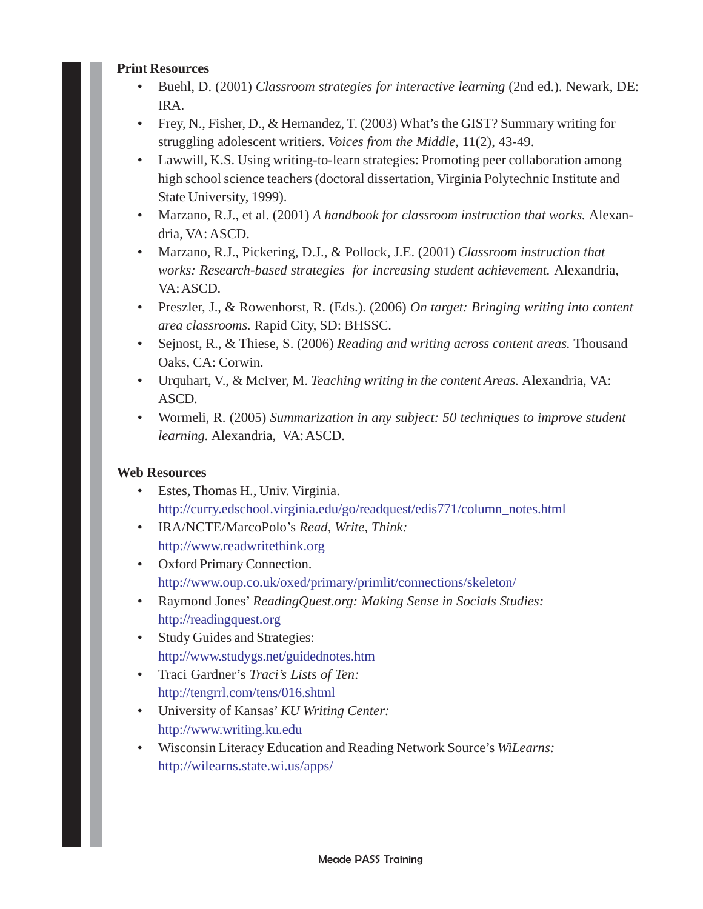**Print Resources**

- Buehl, D. (2001) *Classroom strategies for interactive learning* (2nd ed.). Newark, DE: IRA.
- Frey, N., Fisher, D., & Hernandez, T. (2003) What's the GIST? Summary writing for struggling adolescent writiers. *Voices from the Middle,* 11(2), 43-49.
- Lawwill, K.S. Using writing-to-learn strategies: Promoting peer collaboration among high school science teachers (doctoral dissertation, Virginia Polytechnic Institute and State University, 1999).
- Marzano, R.J., et al. (2001) *A handbook for classroom instruction that works.* Alexandria, VA: ASCD.
- Marzano, R.J., Pickering, D.J., & Pollock, J.E. (2001) *Classroom instruction that works: Research-based strategies for increasing student achievement.* Alexandria, VA: ASCD.
- Preszler, J., & Rowenhorst, R. (Eds.). (2006) *On target: Bringing writing into content area classrooms.* Rapid City, SD: BHSSC.
- Sejnost, R., & Thiese, S. (2006) *Reading and writing across content areas.* Thousand Oaks, CA: Corwin.
- Urquhart, V., & McIver, M. *Teaching writing in the content Areas.* Alexandria, VA: ASCD.
- Wormeli, R. (2005) *Summarization in any subject: 50 techniques to improve student learning.* Alexandria, VA: ASCD.

**Web Resources**

- Estes, Thomas H., Univ. Virginia.
  http://curry.edschool.virginia.edu/go/readquest/edis771/column_notes.html
- IRA/NCTE/MarcoPolo's *Read, Write, Think:*
  http://www.readwritethink.org
- Oxford Primary Connection.
  http://www.oup.co.uk/oxed/primary/primlit/connections/skeleton/
- Raymond Jones' *ReadingQuest.org: Making Sense in Socials Studies:*
  http://readingquest.org
- Study Guides and Strategies:
  http://www.studygs.net/guidednotes.htm
- Traci Gardner's *Traci's Lists of Ten:*
  http://tengrrl.com/tens/016.shtml
- University of Kansas' *KU Writing Center:*
  http://www.writing.ku.edu
- Wisconsin Literacy Education and Reading Network Source's *WiLearns:*
  http://wilearns.state.wi.us/apps/